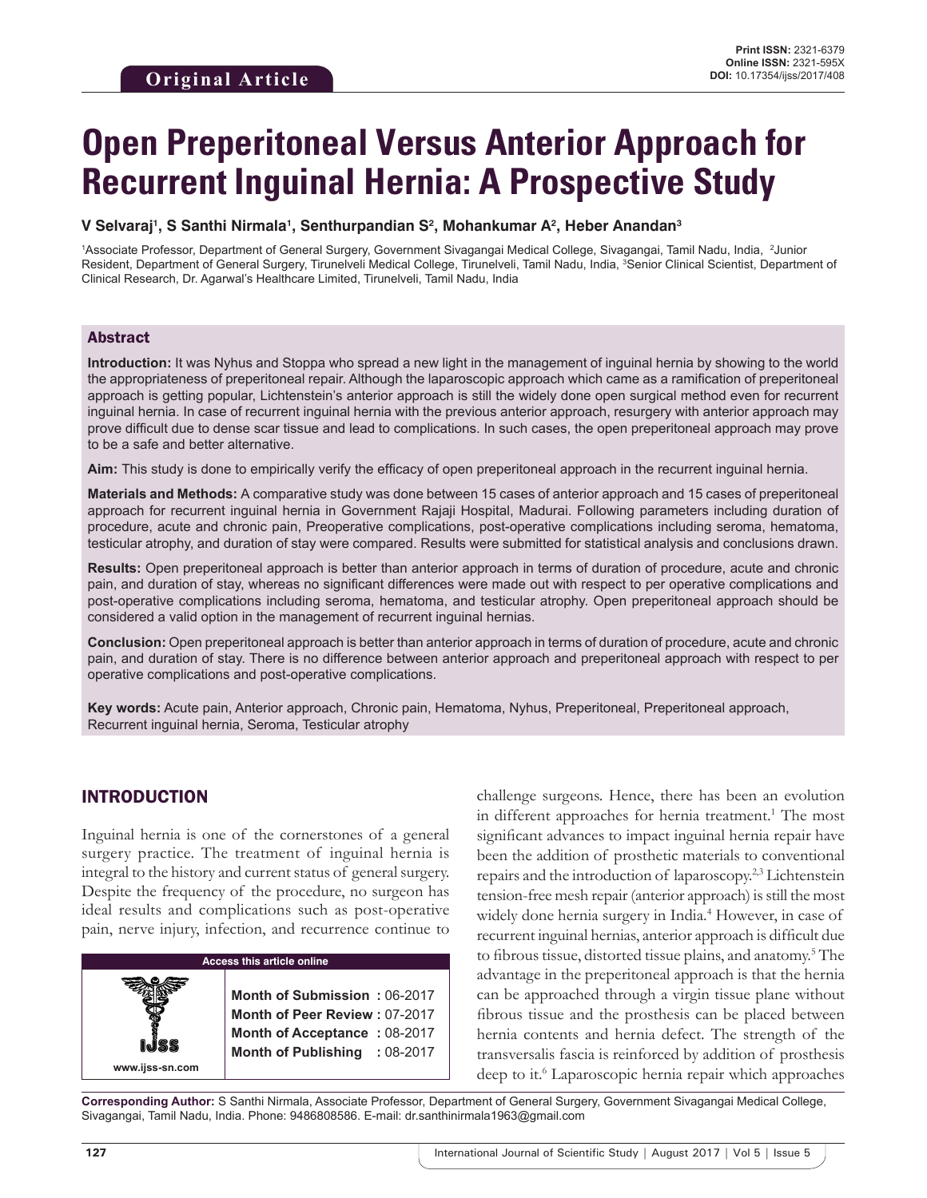Original Article

**Print ISSN:** 2321-6379
**Online ISSN:** 2321-595X
**DOI:** 10.17354/ijss/2017/408

# Open Preperitoneal Versus Anterior Approach for Recurrent Inguinal Hernia: A Prospective Study

**V Selvaraj[1], S Santhi Nirmala[1], Senthurpandian S[2], Mohankumar A[2], Heber Anandan[3]**

[1]Associate Professor, Department of General Surgery, Government Sivagangai Medical College, Sivagangai, Tamil Nadu, India, [2]Junior Resident, Department of General Surgery, Tirunelveli Medical College, Tirunelveli, Tamil Nadu, India, [3]Senior Clinical Scientist, Department of Clinical Research, Dr. Agarwal's Healthcare Limited, Tirunelveli, Tamil Nadu, India

## Abstract

**Introduction:** It was Nyhus and Stoppa who spread a new light in the management of inguinal hernia by showing to the world the appropriateness of preperitoneal repair. Although the laparoscopic approach which came as a ramification of preperitoneal approach is getting popular, Lichtenstein's anterior approach is still the widely done open surgical method even for recurrent inguinal hernia. In case of recurrent inguinal hernia with the previous anterior approach, resurgery with anterior approach may prove difficult due to dense scar tissue and lead to complications. In such cases, the open preperitoneal approach may prove to be a safe and better alternative.

**Aim:** This study is done to empirically verify the efficacy of open preperitoneal approach in the recurrent inguinal hernia.

**Materials and Methods:** A comparative study was done between 15 cases of anterior approach and 15 cases of preperitoneal approach for recurrent inguinal hernia in Government Rajaji Hospital, Madurai. Following parameters including duration of procedure, acute and chronic pain, Preoperative complications, post-operative complications including seroma, hematoma, testicular atrophy, and duration of stay were compared. Results were submitted for statistical analysis and conclusions drawn.

**Results:** Open preperitoneal approach is better than anterior approach in terms of duration of procedure, acute and chronic pain, and duration of stay, whereas no significant differences were made out with respect to per operative complications and post-operative complications including seroma, hematoma, and testicular atrophy. Open preperitoneal approach should be considered a valid option in the management of recurrent inguinal hernias.

**Conclusion:** Open preperitoneal approach is better than anterior approach in terms of duration of procedure, acute and chronic pain, and duration of stay. There is no difference between anterior approach and preperitoneal approach with respect to per operative complications and post-operative complications.

**Key words:** Acute pain, Anterior approach, Chronic pain, Hematoma, Nyhus, Preperitoneal, Preperitoneal approach, Recurrent inguinal hernia, Seroma, Testicular atrophy

## INTRODUCTION

Inguinal hernia is one of the cornerstones of a general surgery practice. The treatment of inguinal hernia is integral to the history and current status of general surgery. Despite the frequency of the procedure, no surgeon has ideal results and complications such as post-operative pain, nerve injury, infection, and recurrence continue to challenge surgeons. Hence, there has been an evolution in different approaches for hernia treatment.[1] The most significant advances to impact inguinal hernia repair have been the addition of prosthetic materials to conventional repairs and the introduction of laparoscopy.[2,3] Lichtenstein tension-free mesh repair (anterior approach) is still the most widely done hernia surgery in India.[4] However, in case of recurrent inguinal hernias, anterior approach is difficult due to fibrous tissue, distorted tissue plains, and anatomy.[5] The advantage in the preperitoneal approach is that the hernia can be approached through a virgin tissue plane without fibrous tissue and the prosthesis can be placed between hernia contents and hernia defect. The strength of the transversalis fascia is reinforced by addition of prosthesis deep to it.[6] Laparoscopic hernia repair which approaches

| Access this article online | |
|---|---|
| www.ijss-sn.com | **Month of Submission :** 06-2017<br>**Month of Peer Review :** 07-2017<br>**Month of Acceptance :** 08-2017<br>**Month of Publishing :** 08-2017 |

**Corresponding Author:** S Santhi Nirmala, Associate Professor, Department of General Surgery, Government Sivagangai Medical College, Sivagangai, Tamil Nadu, India. Phone: 9486808586. E-mail: dr.santhinirmala1963@gmail.com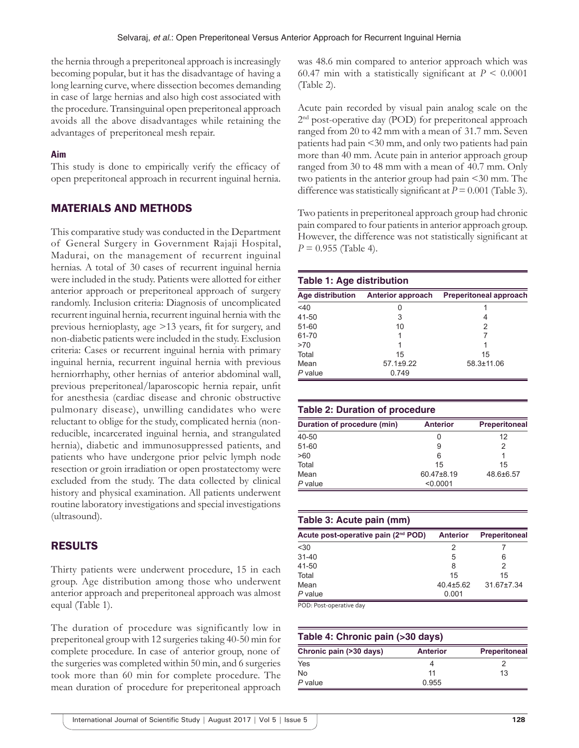the hernia through a preperitoneal approach is increasingly becoming popular, but it has the disadvantage of having a long learning curve, where dissection becomes demanding in case of large hernias and also high cost associated with the procedure. Transinguinal open preperitoneal approach avoids all the above disadvantages while retaining the advantages of preperitoneal mesh repair.

### Aim

This study is done to empirically verify the efficacy of open preperitoneal approach in recurrent inguinal hernia.

## MATERIALS AND METHODS

This comparative study was conducted in the Department of General Surgery in Government Rajaji Hospital, Madurai, on the management of recurrent inguinal hernias. A total of 30 cases of recurrent inguinal hernia were included in the study. Patients were allotted for either anterior approach or preperitoneal approach of surgery randomly. Inclusion criteria: Diagnosis of uncomplicated recurrent inguinal hernia, recurrent inguinal hernia with the previous hernioplasty, age >13 years, fit for surgery, and non-diabetic patients were included in the study. Exclusion criteria: Cases or recurrent inguinal hernia with primary inguinal hernia, recurrent inguinal hernia with previous herniorrhaphy, other hernias of anterior abdominal wall, previous preperitoneal/laparoscopic hernia repair, unfit for anesthesia (cardiac disease and chronic obstructive pulmonary disease), unwilling candidates who were reluctant to oblige for the study, complicated hernia (non-reducible, incarcerated inguinal hernia, and strangulated hernia), diabetic and immunosuppressed patients, and patients who have undergone prior pelvic lymph node resection or groin irradiation or open prostatectomy were excluded from the study. The data collected by clinical history and physical examination. All patients underwent routine laboratory investigations and special investigations (ultrasound).

## RESULTS

Thirty patients were underwent procedure, 15 in each group. Age distribution among those who underwent anterior approach and preperitoneal approach was almost equal (Table 1).

The duration of procedure was significantly low in preperitoneal group with 12 surgeries taking 40-50 min for complete procedure. In case of anterior group, none of the surgeries was completed within 50 min, and 6 surgeries took more than 60 min for complete procedure. The mean duration of procedure for preperitoneal approach was 48.6 min compared to anterior approach which was 60.47 min with a statistically significant at $P < 0.0001$ (Table 2).

Acute pain recorded by visual pain analog scale on the 2nd post-operative day (POD) for preperitoneal approach ranged from 20 to 42 mm with a mean of 31.7 mm. Seven patients had pain <30 mm, and only two patients had pain more than 40 mm. Acute pain in anterior approach group ranged from 30 to 48 mm with a mean of 40.7 mm. Only two patients in the anterior group had pain <30 mm. The difference was statistically significant at $P = 0.001$ (Table 3).

Two patients in preperitoneal approach group had chronic pain compared to four patients in anterior approach group. However, the difference was not statistically significant at $P = 0.955$ (Table 4).

**Table 1: Age distribution**

| Age distribution | Anterior approach | Preperitoneal approach |
|---|---|---|
| <40 | 0 | 1 |
| 41-50 | 3 | 4 |
| 51-60 | 10 | 2 |
| 61-70 | 1 | 7 |
| >70 | 1 | 1 |
| Total | 15 | 15 |
| Mean | 57.1±9.22 | 58.3±11.06 |
| *P* value | 0.749 | |

**Table 2: Duration of procedure**

| Duration of procedure (min) | Anterior | Preperitoneal |
|---|---|---|
| 40-50 | 0 | 12 |
| 51-60 | 9 | 2 |
| >60 | 6 | 1 |
| Total | 15 | 15 |
| Mean | 60.47±8.19 | 48.6±6.57 |
| *P* value | <0.0001 | |

**Table 3: Acute pain (mm)**

| Acute post-operative pain (2nd POD) | Anterior | Preperitoneal |
|---|---|---|
| <30 | 2 | 7 |
| 31-40 | 5 | 6 |
| 41-50 | 8 | 2 |
| Total | 15 | 15 |
| Mean | 40.4±5.62 | 31.67±7.34 |
| *P* value | 0.001 | |

POD: Post-operative day

**Table 4: Chronic pain (>30 days)**

| Chronic pain (>30 days) | Anterior | Preperitoneal |
|---|---|---|
| Yes | 4 | 2 |
| No | 11 | 13 |
| *P* value | 0.955 | |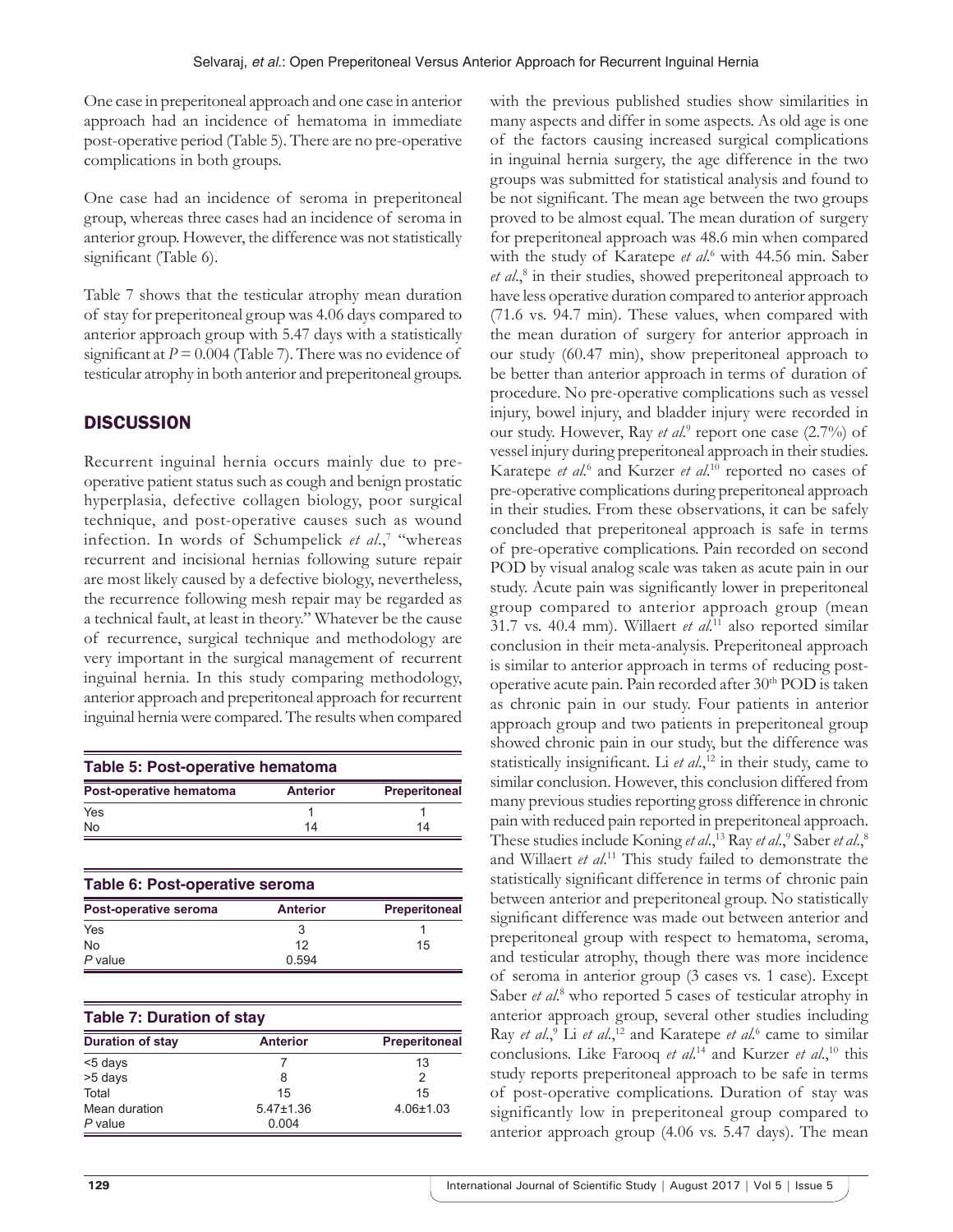One case in preperitoneal approach and one case in anterior approach had an incidence of hematoma in immediate post-operative period (Table 5). There are no pre-operative complications in both groups.

One case had an incidence of seroma in preperitoneal group, whereas three cases had an incidence of seroma in anterior group. However, the difference was not statistically significant (Table 6).

Table 7 shows that the testicular atrophy mean duration of stay for preperitoneal group was 4.06 days compared to anterior approach group with 5.47 days with a statistically significant at $P = 0.004$ (Table 7). There was no evidence of testicular atrophy in both anterior and preperitoneal groups.

## DISCUSSION

Recurrent inguinal hernia occurs mainly due to pre-operative patient status such as cough and benign prostatic hyperplasia, defective collagen biology, poor surgical technique, and post-operative causes such as wound infection. In words of Schumpelick *et al*.,[7] "whereas recurrent and incisional hernias following suture repair are most likely caused by a defective biology, nevertheless, the recurrence following mesh repair may be regarded as a technical fault, at least in theory." Whatever be the cause of recurrence, surgical technique and methodology are very important in the surgical management of recurrent inguinal hernia. In this study comparing methodology, anterior approach and preperitoneal approach for recurrent inguinal hernia were compared. The results when compared with the previous published studies show similarities in many aspects and differ in some aspects. As old age is one of the factors causing increased surgical complications in inguinal hernia surgery, the age difference in the two groups was submitted for statistical analysis and found to be not significant. The mean age between the two groups proved to be almost equal. The mean duration of surgery for preperitoneal approach was 48.6 min when compared with the study of Karatepe *et al*.[6] with 44.56 min. Saber *et al*.,[8] in their studies, showed preperitoneal approach to have less operative duration compared to anterior approach (71.6 vs. 94.7 min). These values, when compared with the mean duration of surgery for anterior approach in our study (60.47 min), show preperitoneal approach to be better than anterior approach in terms of duration of procedure. No pre-operative complications such as vessel injury, bowel injury, and bladder injury were recorded in our study. However, Ray *et al*.[9] report one case (2.7%) of vessel injury during preperitoneal approach in their studies. Karatepe *et al*.[6] and Kurzer *et al*.[10] reported no cases of pre-operative complications during preperitoneal approach in their studies. From these observations, it can be safely concluded that preperitoneal approach is safe in terms of pre-operative complications. Pain recorded on second POD by visual analog scale was taken as acute pain in our study. Acute pain was significantly lower in preperitoneal group compared to anterior approach group (mean 31.7 vs. 40.4 mm). Willaert *et al*.[11] also reported similar conclusion in their meta-analysis. Preperitoneal approach is similar to anterior approach in terms of reducing post-operative acute pain. Pain recorded after 30th POD is taken as chronic pain in our study. Four patients in anterior approach group and two patients in preperitoneal group showed chronic pain in our study, but the difference was statistically insignificant. Li *et al*.,[12] in their study, came to similar conclusion. However, this conclusion differed from many previous studies reporting gross difference in chronic pain with reduced pain reported in preperitoneal approach. These studies include Koning *et al*.,[13] Ray *et al*.,[9] Saber *et al*.,[8] and Willaert *et al*.[11] This study failed to demonstrate the statistically significant difference in terms of chronic pain between anterior and preperitoneal group. No statistically significant difference was made out between anterior and preperitoneal group with respect to hematoma, seroma, and testicular atrophy, though there was more incidence of seroma in anterior group (3 cases vs. 1 case). Except Saber *et al*.[8] who reported 5 cases of testicular atrophy in anterior approach group, several other studies including Ray *et al*.,[9] Li *et al*.,[12] and Karatepe *et al*.[6] came to similar conclusions. Like Farooq *et al*.[14] and Kurzer *et al*.,[10] this study reports preperitoneal approach to be safe in terms of post-operative complications. Duration of stay was significantly low in preperitoneal group compared to anterior approach group (4.06 vs. 5.47 days). The mean

**Table 5: Post-operative hematoma**

| Post-operative hematoma | Anterior | Preperitoneal |
|---|---|---|
| Yes | 1 | 1 |
| No | 14 | 14 |

**Table 6: Post-operative seroma**

| Post-operative seroma | Anterior | Preperitoneal |
|---|---|---|
| Yes | 3 | 1 |
| No | 12 | 15 |
| *P* value | 0.594 | |

**Table 7: Duration of stay**

| Duration of stay | Anterior | Preperitoneal |
|---|---|---|
| <5 days | 7 | 13 |
| >5 days | 8 | 2 |
| Total | 15 | 15 |
| Mean duration | 5.47±1.36 | 4.06±1.03 |
| *P* value | 0.004 | |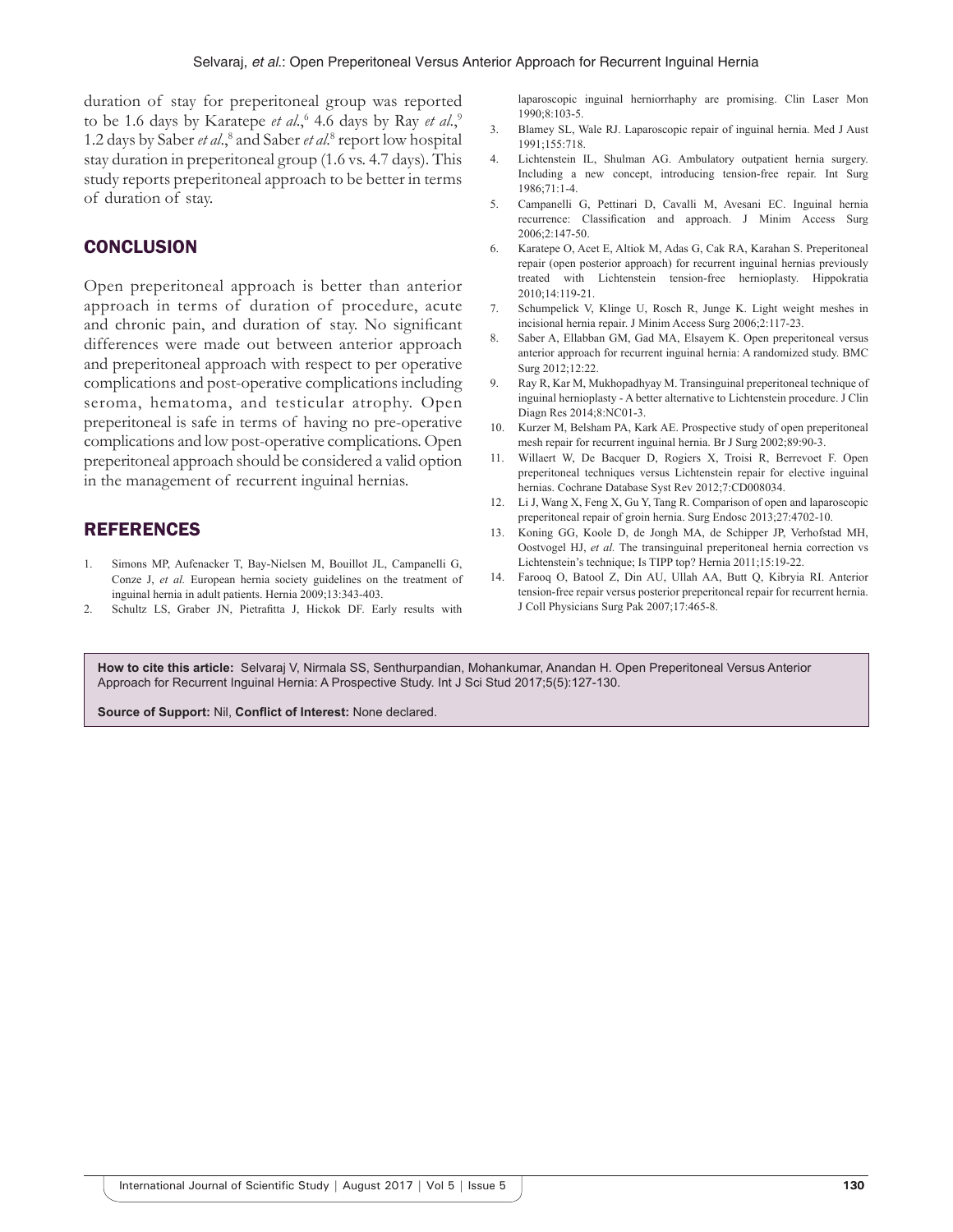duration of stay for preperitoneal group was reported to be 1.6 days by Karatepe *et al.*,[6] 4.6 days by Ray *et al.*,[9] 1.2 days by Saber *et al.*,[8] and Saber *et al.*[8] report low hospital stay duration in preperitoneal group (1.6 vs. 4.7 days). This study reports preperitoneal approach to be better in terms of duration of stay.

## CONCLUSION

Open preperitoneal approach is better than anterior approach in terms of duration of procedure, acute and chronic pain, and duration of stay. No significant differences were made out between anterior approach and preperitoneal approach with respect to per operative complications and post-operative complications including seroma, hematoma, and testicular atrophy. Open preperitoneal is safe in terms of having no pre-operative complications and low post-operative complications. Open preperitoneal approach should be considered a valid option in the management of recurrent inguinal hernias.

## REFERENCES

1. Simons MP, Aufenacker T, Bay-Nielsen M, Bouillot JL, Campanelli G, Conze J, *et al.* European hernia society guidelines on the treatment of inguinal hernia in adult patients. Hernia 2009;13:343-403.
2. Schultz LS, Graber JN, Pietrafitta J, Hickok DF. Early results with laparoscopic inguinal herniorrhaphy are promising. Clin Laser Mon 1990;8:103-5.
3. Blamey SL, Wale RJ. Laparoscopic repair of inguinal hernia. Med J Aust 1991;155:718.
4. Lichtenstein IL, Shulman AG. Ambulatory outpatient hernia surgery. Including a new concept, introducing tension-free repair. Int Surg 1986;71:1-4.
5. Campanelli G, Pettinari D, Cavalli M, Avesani EC. Inguinal hernia recurrence: Classification and approach. J Minim Access Surg 2006;2:147-50.
6. Karatepe O, Acet E, Altiok M, Adas G, Cak RA, Karahan S. Preperitoneal repair (open posterior approach) for recurrent inguinal hernias previously treated with Lichtenstein tension-free hernioplasty. Hippokratia 2010;14:119-21.
7. Schumpelick V, Klinge U, Rosch R, Junge K. Light weight meshes in incisional hernia repair. J Minim Access Surg 2006;2:117-23.
8. Saber A, Ellabban GM, Gad MA, Elsayem K. Open preperitoneal versus anterior approach for recurrent inguinal hernia: A randomized study. BMC Surg 2012;12:22.
9. Ray R, Kar M, Mukhopadhyay M. Transinguinal preperitoneal technique of inguinal hernioplasty - A better alternative to Lichtenstein procedure. J Clin Diagn Res 2014;8:NC01-3.
10. Kurzer M, Belsham PA, Kark AE. Prospective study of open preperitoneal mesh repair for recurrent inguinal hernia. Br J Surg 2002;89:90-3.
11. Willaert W, De Bacquer D, Rogiers X, Troisi R, Berrevoet F. Open preperitoneal techniques versus Lichtenstein repair for elective inguinal hernias. Cochrane Database Syst Rev 2012;7:CD008034.
12. Li J, Wang X, Feng X, Gu Y, Tang R. Comparison of open and laparoscopic preperitoneal repair of groin hernia. Surg Endosc 2013;27:4702-10.
13. Koning GG, Koole D, de Jongh MA, de Schipper JP, Verhofstad MH, Oostvogel HJ, *et al.* The transinguinal preperitoneal hernia correction vs Lichtenstein's technique; Is TIPP top? Hernia 2011;15:19-22.
14. Farooq O, Batool Z, Din AU, Ullah AA, Butt Q, Kibryia RI. Anterior tension-free repair versus posterior preperitoneal repair for recurrent hernia. J Coll Physicians Surg Pak 2007;17:465-8.

**How to cite this article:** Selvaraj V, Nirmala SS, Senthurpandian, Mohankumar, Anandan H. Open Preperitoneal Versus Anterior Approach for Recurrent Inguinal Hernia: A Prospective Study. Int J Sci Stud 2017;5(5):127-130.

**Source of Support:** Nil, **Conflict of Interest:** None declared.